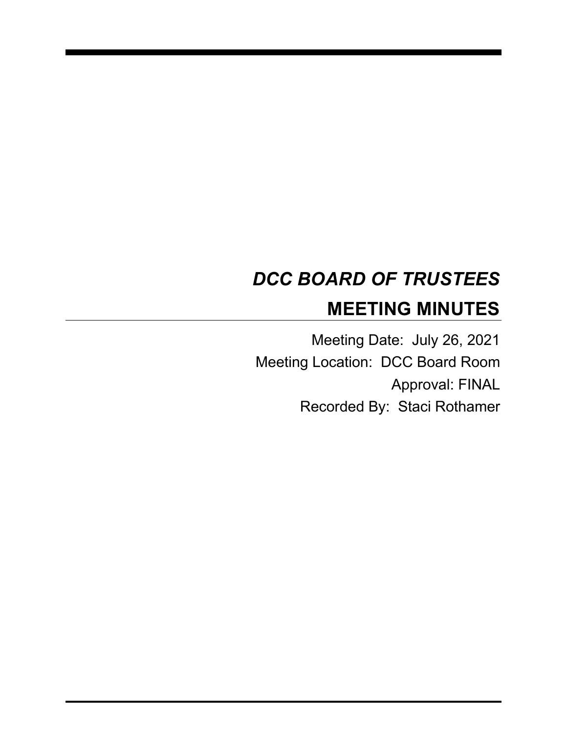# *DCC BOARD OF TRUSTEES*

## MEETING MINUTES

Meeting Date: July 26, 2021

Meeting Location: DCC Board Room

Approval: FINAL

Recorded By: Staci Rothamer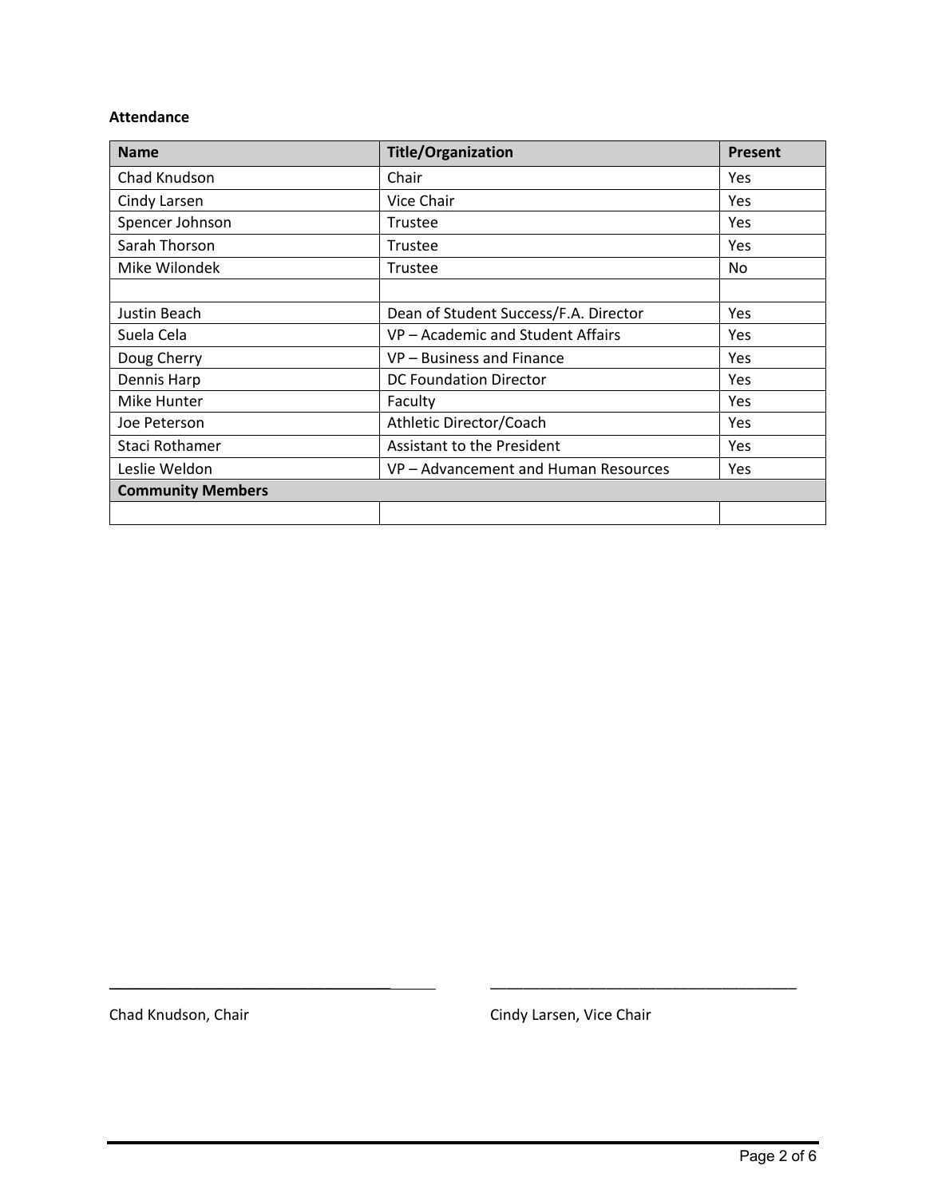**Attendance**

| Name | Title/Organization | Present |
|---|---|---|
| Chad Knudson | Chair | Yes |
| Cindy Larsen | Vice Chair | Yes |
| Spencer Johnson | Trustee | Yes |
| Sarah Thorson | Trustee | Yes |
| Mike Wilondek | Trustee | No |
| | | |
| Justin Beach | Dean of Student Success/F.A. Director | Yes |
| Suela Cela | VP – Academic and Student Affairs | Yes |
| Doug Cherry | VP – Business and Finance | Yes |
| Dennis Harp | DC Foundation Director | Yes |
| Mike Hunter | Faculty | Yes |
| Joe Peterson | Athletic Director/Coach | Yes |
| Staci Rothamer | Assistant to the President | Yes |
| Leslie Weldon | VP – Advancement and Human Resources | Yes |
| **Community Members** | | |
| | | |

\_\_\_\_\_\_\_\_\_\_\_\_\_\_\_\_\_\_\_\_\_\_\_\_\_\_\_\_\_\_\_\_\_\_\_\_

Chad Knudson, Chair

\_\_\_\_\_\_\_\_\_\_\_\_\_\_\_\_\_\_\_\_\_\_\_\_\_\_\_\_\_\_\_\_\_\_\_\_

Cindy Larsen, Vice Chair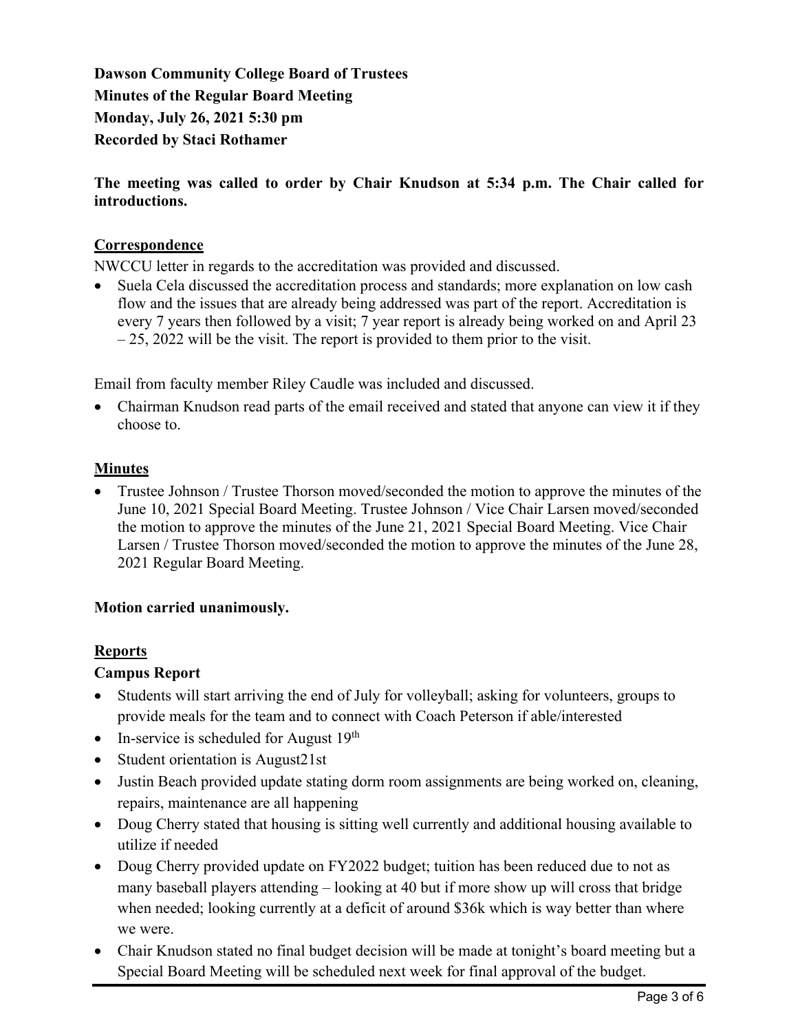**Dawson Community College Board of Trustees**
**Minutes of the Regular Board Meeting**
**Monday, July 26, 2021 5:30 pm**
**Recorded by Staci Rothamer**

**The meeting was called to order by Chair Knudson at 5:34 p.m. The Chair called for introductions.**

## Correspondence

NWCCU letter in regards to the accreditation was provided and discussed.

- Suela Cela discussed the accreditation process and standards; more explanation on low cash flow and the issues that are already being addressed was part of the report. Accreditation is every 7 years then followed by a visit; 7 year report is already being worked on and April 23 – 25, 2022 will be the visit. The report is provided to them prior to the visit.

Email from faculty member Riley Caudle was included and discussed.

- Chairman Knudson read parts of the email received and stated that anyone can view it if they choose to.

## Minutes

- Trustee Johnson / Trustee Thorson moved/seconded the motion to approve the minutes of the June 10, 2021 Special Board Meeting. Trustee Johnson / Vice Chair Larsen moved/seconded the motion to approve the minutes of the June 21, 2021 Special Board Meeting. Vice Chair Larsen / Trustee Thorson moved/seconded the motion to approve the minutes of the June 28, 2021 Regular Board Meeting.

**Motion carried unanimously.**

## Reports

### Campus Report

- Students will start arriving the end of July for volleyball; asking for volunteers, groups to provide meals for the team and to connect with Coach Peterson if able/interested
- In-service is scheduled for August 19th
- Student orientation is August21st
- Justin Beach provided update stating dorm room assignments are being worked on, cleaning, repairs, maintenance are all happening
- Doug Cherry stated that housing is sitting well currently and additional housing available to utilize if needed
- Doug Cherry provided update on FY2022 budget; tuition has been reduced due to not as many baseball players attending – looking at 40 but if more show up will cross that bridge when needed; looking currently at a deficit of around $36k which is way better than where we were.
- Chair Knudson stated no final budget decision will be made at tonight's board meeting but a Special Board Meeting will be scheduled next week for final approval of the budget.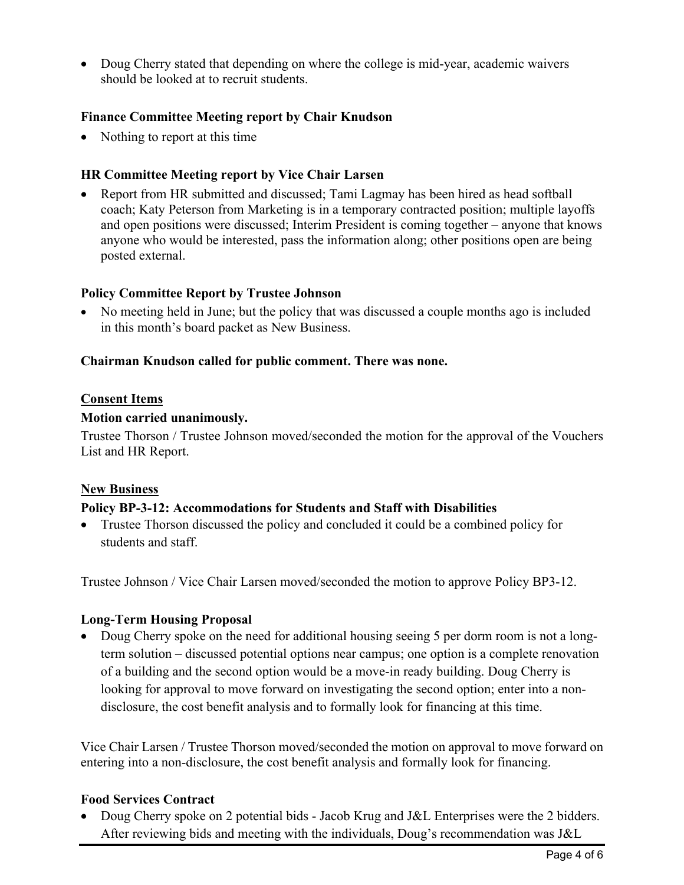- Doug Cherry stated that depending on where the college is mid-year, academic waivers should be looked at to recruit students.

**Finance Committee Meeting report by Chair Knudson**

- Nothing to report at this time

**HR Committee Meeting report by Vice Chair Larsen**

- Report from HR submitted and discussed; Tami Lagmay has been hired as head softball coach; Katy Peterson from Marketing is in a temporary contracted position; multiple layoffs and open positions were discussed; Interim President is coming together – anyone that knows anyone who would be interested, pass the information along; other positions open are being posted external.

**Policy Committee Report by Trustee Johnson**

- No meeting held in June; but the policy that was discussed a couple months ago is included in this month's board packet as New Business.

**Chairman Knudson called for public comment. There was none.**

**Consent Items**

**Motion carried unanimously.**

Trustee Thorson / Trustee Johnson moved/seconded the motion for the approval of the Vouchers List and HR Report.

**New Business**

**Policy BP-3-12: Accommodations for Students and Staff with Disabilities**

- Trustee Thorson discussed the policy and concluded it could be a combined policy for students and staff.

Trustee Johnson / Vice Chair Larsen moved/seconded the motion to approve Policy BP3-12.

**Long-Term Housing Proposal**

- Doug Cherry spoke on the need for additional housing seeing 5 per dorm room is not a long-term solution – discussed potential options near campus; one option is a complete renovation of a building and the second option would be a move-in ready building. Doug Cherry is looking for approval to move forward on investigating the second option; enter into a non-disclosure, the cost benefit analysis and to formally look for financing at this time.

Vice Chair Larsen / Trustee Thorson moved/seconded the motion on approval to move forward on entering into a non-disclosure, the cost benefit analysis and formally look for financing.

**Food Services Contract**

- Doug Cherry spoke on 2 potential bids - Jacob Krug and J&L Enterprises were the 2 bidders. After reviewing bids and meeting with the individuals, Doug's recommendation was J&L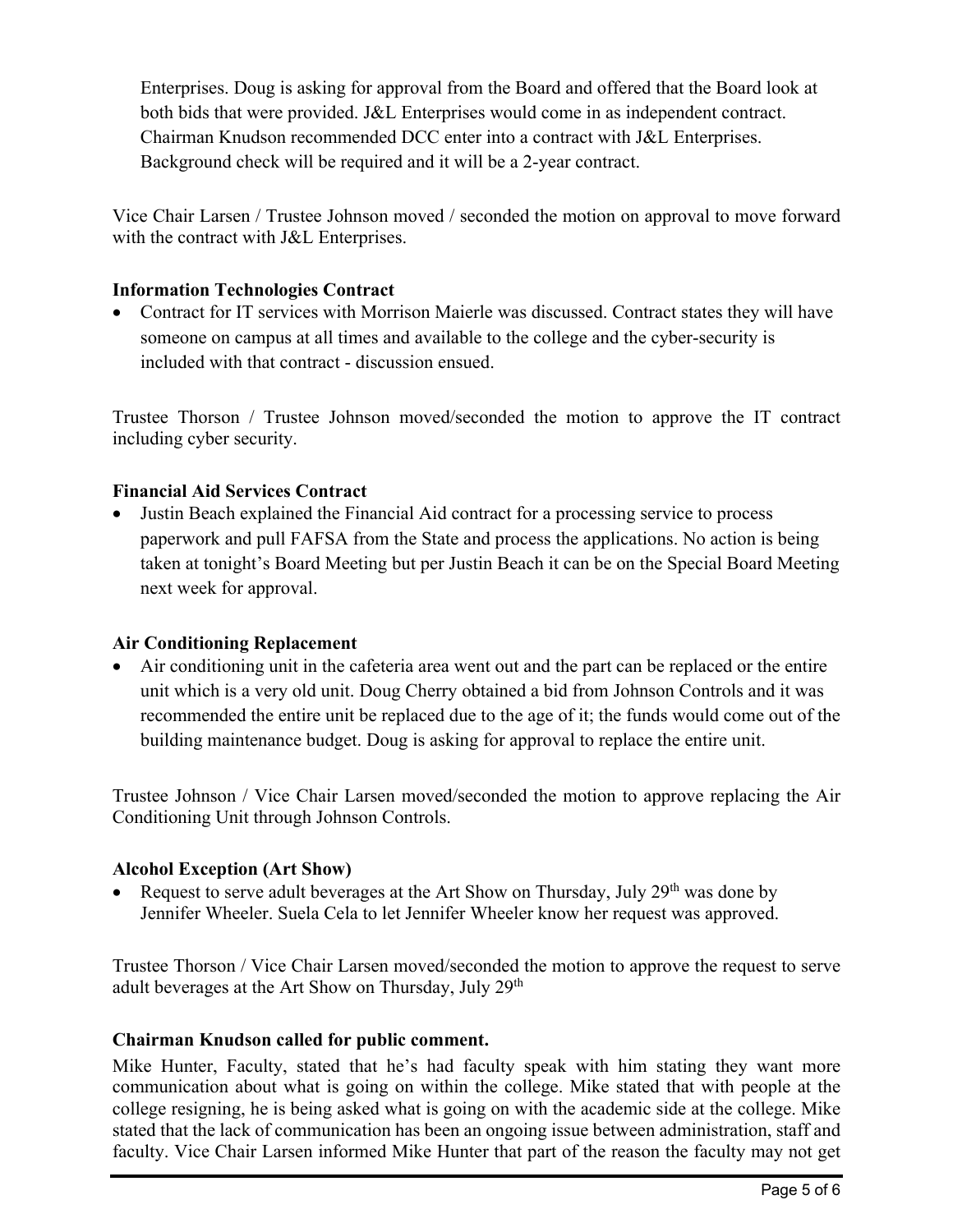Enterprises. Doug is asking for approval from the Board and offered that the Board look at both bids that were provided. J&L Enterprises would come in as independent contract. Chairman Knudson recommended DCC enter into a contract with J&L Enterprises. Background check will be required and it will be a 2-year contract.

Vice Chair Larsen / Trustee Johnson moved / seconded the motion on approval to move forward with the contract with J&L Enterprises.

**Information Technologies Contract**

- Contract for IT services with Morrison Maierle was discussed. Contract states they will have someone on campus at all times and available to the college and the cyber-security is included with that contract - discussion ensued.

Trustee Thorson / Trustee Johnson moved/seconded the motion to approve the IT contract including cyber security.

**Financial Aid Services Contract**

- Justin Beach explained the Financial Aid contract for a processing service to process paperwork and pull FAFSA from the State and process the applications. No action is being taken at tonight's Board Meeting but per Justin Beach it can be on the Special Board Meeting next week for approval.

**Air Conditioning Replacement**

- Air conditioning unit in the cafeteria area went out and the part can be replaced or the entire unit which is a very old unit. Doug Cherry obtained a bid from Johnson Controls and it was recommended the entire unit be replaced due to the age of it; the funds would come out of the building maintenance budget. Doug is asking for approval to replace the entire unit.

Trustee Johnson / Vice Chair Larsen moved/seconded the motion to approve replacing the Air Conditioning Unit through Johnson Controls.

**Alcohol Exception (Art Show)**

- Request to serve adult beverages at the Art Show on Thursday, July 29th was done by Jennifer Wheeler. Suela Cela to let Jennifer Wheeler know her request was approved.

Trustee Thorson / Vice Chair Larsen moved/seconded the motion to approve the request to serve adult beverages at the Art Show on Thursday, July 29th

**Chairman Knudson called for public comment.**

Mike Hunter, Faculty, stated that he's had faculty speak with him stating they want more communication about what is going on within the college. Mike stated that with people at the college resigning, he is being asked what is going on with the academic side at the college. Mike stated that the lack of communication has been an ongoing issue between administration, staff and faculty. Vice Chair Larsen informed Mike Hunter that part of the reason the faculty may not get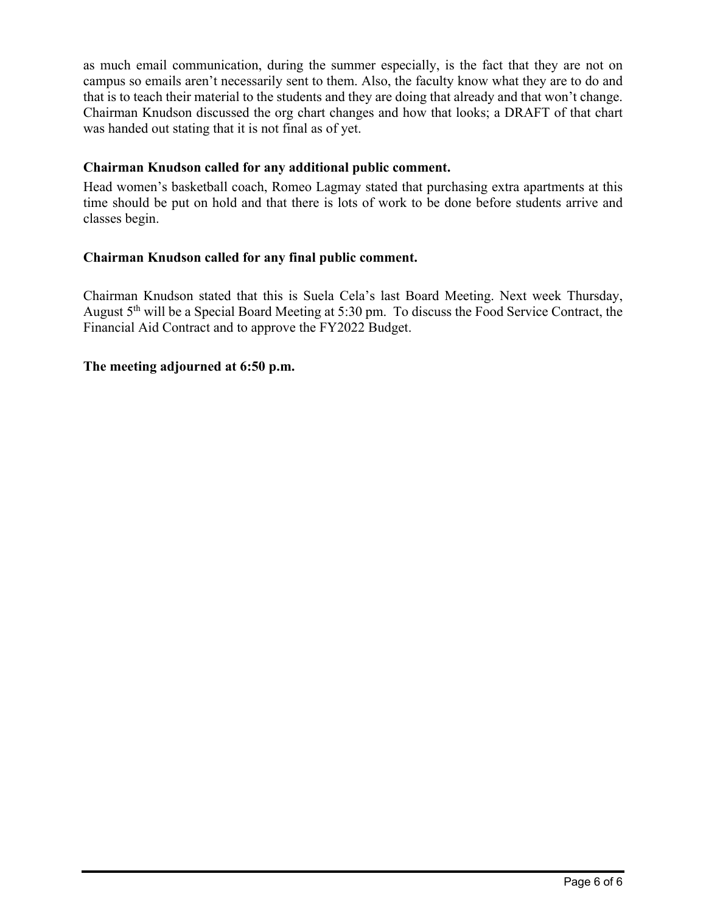as much email communication, during the summer especially, is the fact that they are not on campus so emails aren't necessarily sent to them. Also, the faculty know what they are to do and that is to teach their material to the students and they are doing that already and that won't change. Chairman Knudson discussed the org chart changes and how that looks; a DRAFT of that chart was handed out stating that it is not final as of yet.

**Chairman Knudson called for any additional public comment.**

Head women's basketball coach, Romeo Lagmay stated that purchasing extra apartments at this time should be put on hold and that there is lots of work to be done before students arrive and classes begin.

**Chairman Knudson called for any final public comment.**

Chairman Knudson stated that this is Suela Cela's last Board Meeting. Next week Thursday, August 5th will be a Special Board Meeting at 5:30 pm. To discuss the Food Service Contract, the Financial Aid Contract and to approve the FY2022 Budget.

**The meeting adjourned at 6:50 p.m.**